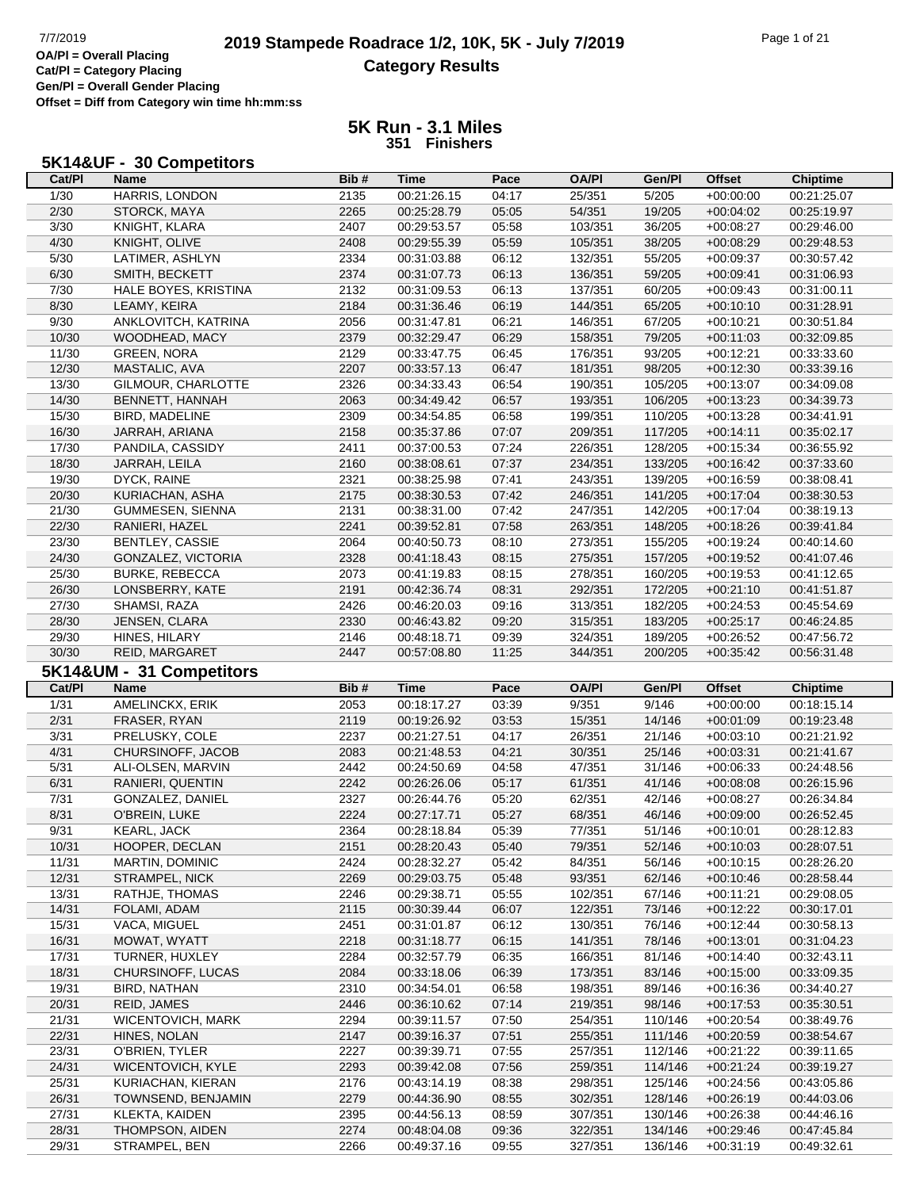# 2019 Stampede Roadrace 1/2, 10K, 5K - July 7/2019

## Category Results

7/7/2019

OA/Pl = Overall Placing
Cat/Pl = Category Placing
Gen/Pl = Overall Gender Placing
Offset = Diff from Category win time hh:mm:ss

### 5K Run - 3.1 Miles
**351 Finishers**

### 5K14&UF - 30 Competitors

| Cat/Pl | Name | Bib # | Time | Pace | OA/Pl | Gen/Pl | Offset | Chiptime |
|---|---|---|---|---|---|---|---|---|
| 1/30 | HARRIS, LONDON | 2135 | 00:21:26.15 | 04:17 | 25/351 | 5/205 | +00:00:00 | 00:21:25.07 |
| 2/30 | STORCK, MAYA | 2265 | 00:25:28.79 | 05:05 | 54/351 | 19/205 | +00:04:02 | 00:25:19.97 |
| 3/30 | KNIGHT, KLARA | 2407 | 00:29:53.57 | 05:58 | 103/351 | 36/205 | +00:08:27 | 00:29:46.00 |
| 4/30 | KNIGHT, OLIVE | 2408 | 00:29:55.39 | 05:59 | 105/351 | 38/205 | +00:08:29 | 00:29:48.53 |
| 5/30 | LATIMER, ASHLYN | 2334 | 00:31:03.88 | 06:12 | 132/351 | 55/205 | +00:09:37 | 00:30:57.42 |
| 6/30 | SMITH, BECKETT | 2374 | 00:31:07.73 | 06:13 | 136/351 | 59/205 | +00:09:41 | 00:31:06.93 |
| 7/30 | HALE BOYES, KRISTINA | 2132 | 00:31:09.53 | 06:13 | 137/351 | 60/205 | +00:09:43 | 00:31:00.11 |
| 8/30 | LEAMY, KEIRA | 2184 | 00:31:36.46 | 06:19 | 144/351 | 65/205 | +00:10:10 | 00:31:28.91 |
| 9/30 | ANKLOVITCH, KATRINA | 2056 | 00:31:47.81 | 06:21 | 146/351 | 67/205 | +00:10:21 | 00:30:51.84 |
| 10/30 | WOODHEAD, MACY | 2379 | 00:32:29.47 | 06:29 | 158/351 | 79/205 | +00:11:03 | 00:32:09.85 |
| 11/30 | GREEN, NORA | 2129 | 00:33:47.75 | 06:45 | 176/351 | 93/205 | +00:12:21 | 00:33:33.60 |
| 12/30 | MASTALIC, AVA | 2207 | 00:33:57.13 | 06:47 | 181/351 | 98/205 | +00:12:30 | 00:33:39.16 |
| 13/30 | GILMOUR, CHARLOTTE | 2326 | 00:34:33.43 | 06:54 | 190/351 | 105/205 | +00:13:07 | 00:34:09.08 |
| 14/30 | BENNETT, HANNAH | 2063 | 00:34:49.42 | 06:57 | 193/351 | 106/205 | +00:13:23 | 00:34:39.73 |
| 15/30 | BIRD, MADELINE | 2309 | 00:34:54.85 | 06:58 | 199/351 | 110/205 | +00:13:28 | 00:34:41.91 |
| 16/30 | JARRAH, ARIANA | 2158 | 00:35:37.86 | 07:07 | 209/351 | 117/205 | +00:14:11 | 00:35:02.17 |
| 17/30 | PANDILA, CASSIDY | 2411 | 00:37:00.53 | 07:24 | 226/351 | 128/205 | +00:15:34 | 00:36:55.92 |
| 18/30 | JARRAH, LEILA | 2160 | 00:38:08.61 | 07:37 | 234/351 | 133/205 | +00:16:42 | 00:37:33.60 |
| 19/30 | DYCK, RAINE | 2321 | 00:38:25.98 | 07:41 | 243/351 | 139/205 | +00:16:59 | 00:38:08.41 |
| 20/30 | KURIACHAN, ASHA | 2175 | 00:38:30.53 | 07:42 | 246/351 | 141/205 | +00:17:04 | 00:38:30.53 |
| 21/30 | GUMMESEN, SIENNA | 2131 | 00:38:31.00 | 07:42 | 247/351 | 142/205 | +00:17:04 | 00:38:19.13 |
| 22/30 | RANIERI, HAZEL | 2241 | 00:39:52.81 | 07:58 | 263/351 | 148/205 | +00:18:26 | 00:39:41.84 |
| 23/30 | BENTLEY, CASSIE | 2064 | 00:40:50.73 | 08:10 | 273/351 | 155/205 | +00:19:24 | 00:40:14.60 |
| 24/30 | GONZALEZ, VICTORIA | 2328 | 00:41:18.43 | 08:15 | 275/351 | 157/205 | +00:19:52 | 00:41:07.46 |
| 25/30 | BURKE, REBECCA | 2073 | 00:41:19.83 | 08:15 | 278/351 | 160/205 | +00:19:53 | 00:41:12.65 |
| 26/30 | LONSBERRY, KATE | 2191 | 00:42:36.74 | 08:31 | 292/351 | 172/205 | +00:21:10 | 00:41:51.87 |
| 27/30 | SHAMSI, RAZA | 2426 | 00:46:20.03 | 09:16 | 313/351 | 182/205 | +00:24:53 | 00:45:54.69 |
| 28/30 | JENSEN, CLARA | 2330 | 00:46:43.82 | 09:20 | 315/351 | 183/205 | +00:25:17 | 00:46:24.85 |
| 29/30 | HINES, HILARY | 2146 | 00:48:18.71 | 09:39 | 324/351 | 189/205 | +00:26:52 | 00:47:56.72 |
| 30/30 | REID, MARGARET | 2447 | 00:57:08.80 | 11:25 | 344/351 | 200/205 | +00:35:42 | 00:56:31.48 |

### 5K14&UM - 31 Competitors

| Cat/Pl | Name | Bib # | Time | Pace | OA/Pl | Gen/Pl | Offset | Chiptime |
|---|---|---|---|---|---|---|---|---|
| 1/31 | AMELINCKX, ERIK | 2053 | 00:18:17.27 | 03:39 | 9/351 | 9/146 | +00:00:00 | 00:18:15.14 |
| 2/31 | FRASER, RYAN | 2119 | 00:19:26.92 | 03:53 | 15/351 | 14/146 | +00:01:09 | 00:19:23.48 |
| 3/31 | PRELUSKY, COLE | 2237 | 00:21:27.51 | 04:17 | 26/351 | 21/146 | +00:03:10 | 00:21:21.92 |
| 4/31 | CHURSINOFF, JACOB | 2083 | 00:21:48.53 | 04:21 | 30/351 | 25/146 | +00:03:31 | 00:21:41.67 |
| 5/31 | ALI-OLSEN, MARVIN | 2442 | 00:24:50.69 | 04:58 | 47/351 | 31/146 | +00:06:33 | 00:24:48.56 |
| 6/31 | RANIERI, QUENTIN | 2242 | 00:26:26.06 | 05:17 | 61/351 | 41/146 | +00:08:08 | 00:26:15.96 |
| 7/31 | GONZALEZ, DANIEL | 2327 | 00:26:44.76 | 05:20 | 62/351 | 42/146 | +00:08:27 | 00:26:34.84 |
| 8/31 | O'BREIN, LUKE | 2224 | 00:27:17.71 | 05:27 | 68/351 | 46/146 | +00:09:00 | 00:26:52.45 |
| 9/31 | KEARL, JACK | 2364 | 00:28:18.84 | 05:39 | 77/351 | 51/146 | +00:10:01 | 00:28:12.83 |
| 10/31 | HOOPER, DECLAN | 2151 | 00:28:20.43 | 05:40 | 79/351 | 52/146 | +00:10:03 | 00:28:07.51 |
| 11/31 | MARTIN, DOMINIC | 2424 | 00:28:32.27 | 05:42 | 84/351 | 56/146 | +00:10:15 | 00:28:26.20 |
| 12/31 | STRAMPEL, NICK | 2269 | 00:29:03.75 | 05:48 | 93/351 | 62/146 | +00:10:46 | 00:28:58.44 |
| 13/31 | RATHJE, THOMAS | 2246 | 00:29:38.71 | 05:55 | 102/351 | 67/146 | +00:11:21 | 00:29:08.05 |
| 14/31 | FOLAMI, ADAM | 2115 | 00:30:39.44 | 06:07 | 122/351 | 73/146 | +00:12:22 | 00:30:17.01 |
| 15/31 | VACA, MIGUEL | 2451 | 00:31:01.87 | 06:12 | 130/351 | 76/146 | +00:12:44 | 00:30:58.13 |
| 16/31 | MOWAT, WYATT | 2218 | 00:31:18.77 | 06:15 | 141/351 | 78/146 | +00:13:01 | 00:31:04.23 |
| 17/31 | TURNER, HUXLEY | 2284 | 00:32:57.79 | 06:35 | 166/351 | 81/146 | +00:14:40 | 00:32:43.11 |
| 18/31 | CHURSINOFF, LUCAS | 2084 | 00:33:18.06 | 06:39 | 173/351 | 83/146 | +00:15:00 | 00:33:09.35 |
| 19/31 | BIRD, NATHAN | 2310 | 00:34:54.01 | 06:58 | 198/351 | 89/146 | +00:16:36 | 00:34:40.27 |
| 20/31 | REID, JAMES | 2446 | 00:36:10.62 | 07:14 | 219/351 | 98/146 | +00:17:53 | 00:35:30.51 |
| 21/31 | WICENTOVICH, MARK | 2294 | 00:39:11.57 | 07:50 | 254/351 | 110/146 | +00:20:54 | 00:38:49.76 |
| 22/31 | HINES, NOLAN | 2147 | 00:39:16.37 | 07:51 | 255/351 | 111/146 | +00:20:59 | 00:38:54.67 |
| 23/31 | O'BRIEN, TYLER | 2227 | 00:39:39.71 | 07:55 | 257/351 | 112/146 | +00:21:22 | 00:39:11.65 |
| 24/31 | WICENTOVICH, KYLE | 2293 | 00:39:42.08 | 07:56 | 259/351 | 114/146 | +00:21:24 | 00:39:19.27 |
| 25/31 | KURIACHAN, KIERAN | 2176 | 00:43:14.19 | 08:38 | 298/351 | 125/146 | +00:24:56 | 00:43:05.86 |
| 26/31 | TOWNSEND, BENJAMIN | 2279 | 00:44:36.90 | 08:55 | 302/351 | 128/146 | +00:26:19 | 00:44:03.06 |
| 27/31 | KLEKTA, KAIDEN | 2395 | 00:44:56.13 | 08:59 | 307/351 | 130/146 | +00:26:38 | 00:44:46.16 |
| 28/31 | THOMPSON, AIDEN | 2274 | 00:48:04.08 | 09:36 | 322/351 | 134/146 | +00:29:46 | 00:47:45.84 |
| 29/31 | STRAMPEL, BEN | 2266 | 00:49:37.16 | 09:55 | 327/351 | 136/146 | +00:31:19 | 00:49:32.61 |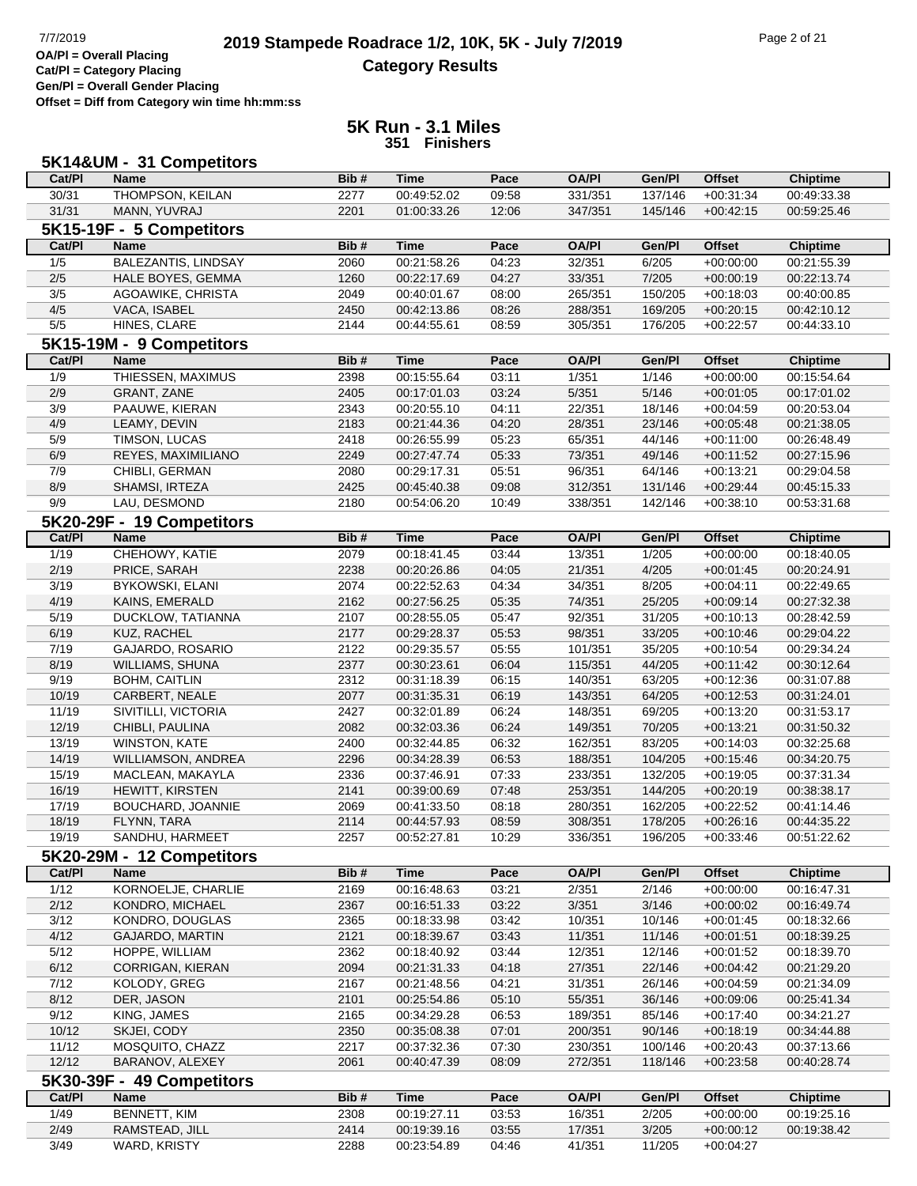OA/Pl = Overall Placing
Cat/Pl = Category Placing
Gen/Pl = Overall Gender Placing
Offset = Diff from Category win time hh:mm:ss

# 2019 Stampede Roadrace 1/2, 10K, 5K - July 7/2019

## Category Results

## 5K Run - 3.1 Miles

### 351 Finishers

### 5K14&UM - 31 Competitors

| Cat/Pl | Name | Bib # | Time | Pace | OA/Pl | Gen/Pl | Offset | Chiptime |
|---|---|---|---|---|---|---|---|---|
| 30/31 | THOMPSON, KEILAN | 2277 | 00:49:52.02 | 09:58 | 331/351 | 137/146 | +00:31:34 | 00:49:33.38 |
| 31/31 | MANN, YUVRAJ | 2201 | 01:00:33.26 | 12:06 | 347/351 | 145/146 | +00:42:15 | 00:59:25.46 |

### 5K15-19F - 5 Competitors

| Cat/Pl | Name | Bib # | Time | Pace | OA/Pl | Gen/Pl | Offset | Chiptime |
|---|---|---|---|---|---|---|---|---|
| 1/5 | BALEZANTIS, LINDSAY | 2060 | 00:21:58.26 | 04:23 | 32/351 | 6/205 | +00:00:00 | 00:21:55.39 |
| 2/5 | HALE BOYES, GEMMA | 1260 | 00:22:17.69 | 04:27 | 33/351 | 7/205 | +00:00:19 | 00:22:13.74 |
| 3/5 | AGOAWIKE, CHRISTA | 2049 | 00:40:01.67 | 08:00 | 265/351 | 150/205 | +00:18:03 | 00:40:00.85 |
| 4/5 | VACA, ISABEL | 2450 | 00:42:13.86 | 08:26 | 288/351 | 169/205 | +00:20:15 | 00:42:10.12 |
| 5/5 | HINES, CLARE | 2144 | 00:44:55.61 | 08:59 | 305/351 | 176/205 | +00:22:57 | 00:44:33.10 |

### 5K15-19M - 9 Competitors

| Cat/Pl | Name | Bib # | Time | Pace | OA/Pl | Gen/Pl | Offset | Chiptime |
|---|---|---|---|---|---|---|---|---|
| 1/9 | THIESSEN, MAXIMUS | 2398 | 00:15:55.64 | 03:11 | 1/351 | 1/146 | +00:00:00 | 00:15:54.64 |
| 2/9 | GRANT, ZANE | 2405 | 00:17:01.03 | 03:24 | 5/351 | 5/146 | +00:01:05 | 00:17:01.02 |
| 3/9 | PAAUWE, KIERAN | 2343 | 00:20:55.10 | 04:11 | 22/351 | 18/146 | +00:04:59 | 00:20:53.04 |
| 4/9 | LEAMY, DEVIN | 2183 | 00:21:44.36 | 04:20 | 28/351 | 23/146 | +00:05:48 | 00:21:38.05 |
| 5/9 | TIMSON, LUCAS | 2418 | 00:26:55.99 | 05:23 | 65/351 | 44/146 | +00:11:00 | 00:26:48.49 |
| 6/9 | REYES, MAXIMILIANO | 2249 | 00:27:47.74 | 05:33 | 73/351 | 49/146 | +00:11:52 | 00:27:15.96 |
| 7/9 | CHIBLI, GERMAN | 2080 | 00:29:17.31 | 05:51 | 96/351 | 64/146 | +00:13:21 | 00:29:04.58 |
| 8/9 | SHAMSI, IRTEZA | 2425 | 00:45:40.38 | 09:08 | 312/351 | 131/146 | +00:29:44 | 00:45:15.33 |
| 9/9 | LAU, DESMOND | 2180 | 00:54:06.20 | 10:49 | 338/351 | 142/146 | +00:38:10 | 00:53:31.68 |

### 5K20-29F - 19 Competitors

| Cat/Pl | Name | Bib # | Time | Pace | OA/Pl | Gen/Pl | Offset | Chiptime |
|---|---|---|---|---|---|---|---|---|
| 1/19 | CHEHOWY, KATIE | 2079 | 00:18:41.45 | 03:44 | 13/351 | 1/205 | +00:00:00 | 00:18:40.05 |
| 2/19 | PRICE, SARAH | 2238 | 00:20:26.86 | 04:05 | 21/351 | 4/205 | +00:01:45 | 00:20:24.91 |
| 3/19 | BYKOWSKI, ELANI | 2074 | 00:22:52.63 | 04:34 | 34/351 | 8/205 | +00:04:11 | 00:22:49.65 |
| 4/19 | KAINS, EMERALD | 2162 | 00:27:56.25 | 05:35 | 74/351 | 25/205 | +00:09:14 | 00:27:32.38 |
| 5/19 | DUCKLOW, TATIANNA | 2107 | 00:28:55.05 | 05:47 | 92/351 | 31/205 | +00:10:13 | 00:28:42.59 |
| 6/19 | KUZ, RACHEL | 2177 | 00:29:28.37 | 05:53 | 98/351 | 33/205 | +00:10:46 | 00:29:04.22 |
| 7/19 | GAJARDO, ROSARIO | 2122 | 00:29:35.57 | 05:55 | 101/351 | 35/205 | +00:10:54 | 00:29:34.24 |
| 8/19 | WILLIAMS, SHUNA | 2377 | 00:30:23.61 | 06:04 | 115/351 | 44/205 | +00:11:42 | 00:30:12.64 |
| 9/19 | BOHM, CAITLIN | 2312 | 00:31:18.39 | 06:15 | 140/351 | 63/205 | +00:12:36 | 00:31:07.88 |
| 10/19 | CARBERT, NEALE | 2077 | 00:31:35.31 | 06:19 | 143/351 | 64/205 | +00:12:53 | 00:31:24.01 |
| 11/19 | SIVITILLI, VICTORIA | 2427 | 00:32:01.89 | 06:24 | 148/351 | 69/205 | +00:13:20 | 00:31:53.17 |
| 12/19 | CHIBLI, PAULINA | 2082 | 00:32:03.36 | 06:24 | 149/351 | 70/205 | +00:13:21 | 00:31:50.32 |
| 13/19 | WINSTON, KATE | 2400 | 00:32:44.85 | 06:32 | 162/351 | 83/205 | +00:14:03 | 00:32:25.68 |
| 14/19 | WILLIAMSON, ANDREA | 2296 | 00:34:28.39 | 06:53 | 188/351 | 104/205 | +00:15:46 | 00:34:20.75 |
| 15/19 | MACLEAN, MAKAYLA | 2336 | 00:37:46.91 | 07:33 | 233/351 | 132/205 | +00:19:05 | 00:37:31.34 |
| 16/19 | HEWITT, KIRSTEN | 2141 | 00:39:00.69 | 07:48 | 253/351 | 144/205 | +00:20:19 | 00:38:38.17 |
| 17/19 | BOUCHARD, JOANNIE | 2069 | 00:41:33.50 | 08:18 | 280/351 | 162/205 | +00:22:52 | 00:41:14.46 |
| 18/19 | FLYNN, TARA | 2114 | 00:44:57.93 | 08:59 | 308/351 | 178/205 | +00:26:16 | 00:44:35.22 |
| 19/19 | SANDHU, HARMEET | 2257 | 00:52:27.81 | 10:29 | 336/351 | 196/205 | +00:33:46 | 00:51:22.62 |

### 5K20-29M - 12 Competitors

| Cat/Pl | Name | Bib # | Time | Pace | OA/Pl | Gen/Pl | Offset | Chiptime |
|---|---|---|---|---|---|---|---|---|
| 1/12 | KORNOELJE, CHARLIE | 2169 | 00:16:48.63 | 03:21 | 2/351 | 2/146 | +00:00:00 | 00:16:47.31 |
| 2/12 | KONDRO, MICHAEL | 2367 | 00:16:51.33 | 03:22 | 3/351 | 3/146 | +00:00:02 | 00:16:49.74 |
| 3/12 | KONDRO, DOUGLAS | 2365 | 00:18:33.98 | 03:42 | 10/351 | 10/146 | +00:01:45 | 00:18:32.66 |
| 4/12 | GAJARDO, MARTIN | 2121 | 00:18:39.67 | 03:43 | 11/351 | 11/146 | +00:01:51 | 00:18:39.25 |
| 5/12 | HOPPE, WILLIAM | 2362 | 00:18:40.92 | 03:44 | 12/351 | 12/146 | +00:01:52 | 00:18:39.70 |
| 6/12 | CORRIGAN, KIERAN | 2094 | 00:21:31.33 | 04:18 | 27/351 | 22/146 | +00:04:42 | 00:21:29.20 |
| 7/12 | KOLODY, GREG | 2167 | 00:21:48.56 | 04:21 | 31/351 | 26/146 | +00:04:59 | 00:21:34.09 |
| 8/12 | DER, JASON | 2101 | 00:25:54.86 | 05:10 | 55/351 | 36/146 | +00:09:06 | 00:25:41.34 |
| 9/12 | KING, JAMES | 2165 | 00:34:29.28 | 06:53 | 189/351 | 85/146 | +00:17:40 | 00:34:21.27 |
| 10/12 | SKJEI, CODY | 2350 | 00:35:08.38 | 07:01 | 200/351 | 90/146 | +00:18:19 | 00:34:44.88 |
| 11/12 | MOSQUITO, CHAZZ | 2217 | 00:37:32.36 | 07:30 | 230/351 | 100/146 | +00:20:43 | 00:37:13.66 |
| 12/12 | BARANOV, ALEXEY | 2061 | 00:40:47.39 | 08:09 | 272/351 | 118/146 | +00:23:58 | 00:40:28.74 |

### 5K30-39F - 49 Competitors

| Cat/Pl | Name | Bib # | Time | Pace | OA/Pl | Gen/Pl | Offset | Chiptime |
|---|---|---|---|---|---|---|---|---|
| 1/49 | BENNETT, KIM | 2308 | 00:19:27.11 | 03:53 | 16/351 | 2/205 | +00:00:00 | 00:19:25.16 |
| 2/49 | RAMSTEAD, JILL | 2414 | 00:19:39.16 | 03:55 | 17/351 | 3/205 | +00:00:12 | 00:19:38.42 |
| 3/49 | WARD, KRISTY | 2288 | 00:23:54.89 | 04:46 | 41/351 | 11/205 | +00:04:27 | |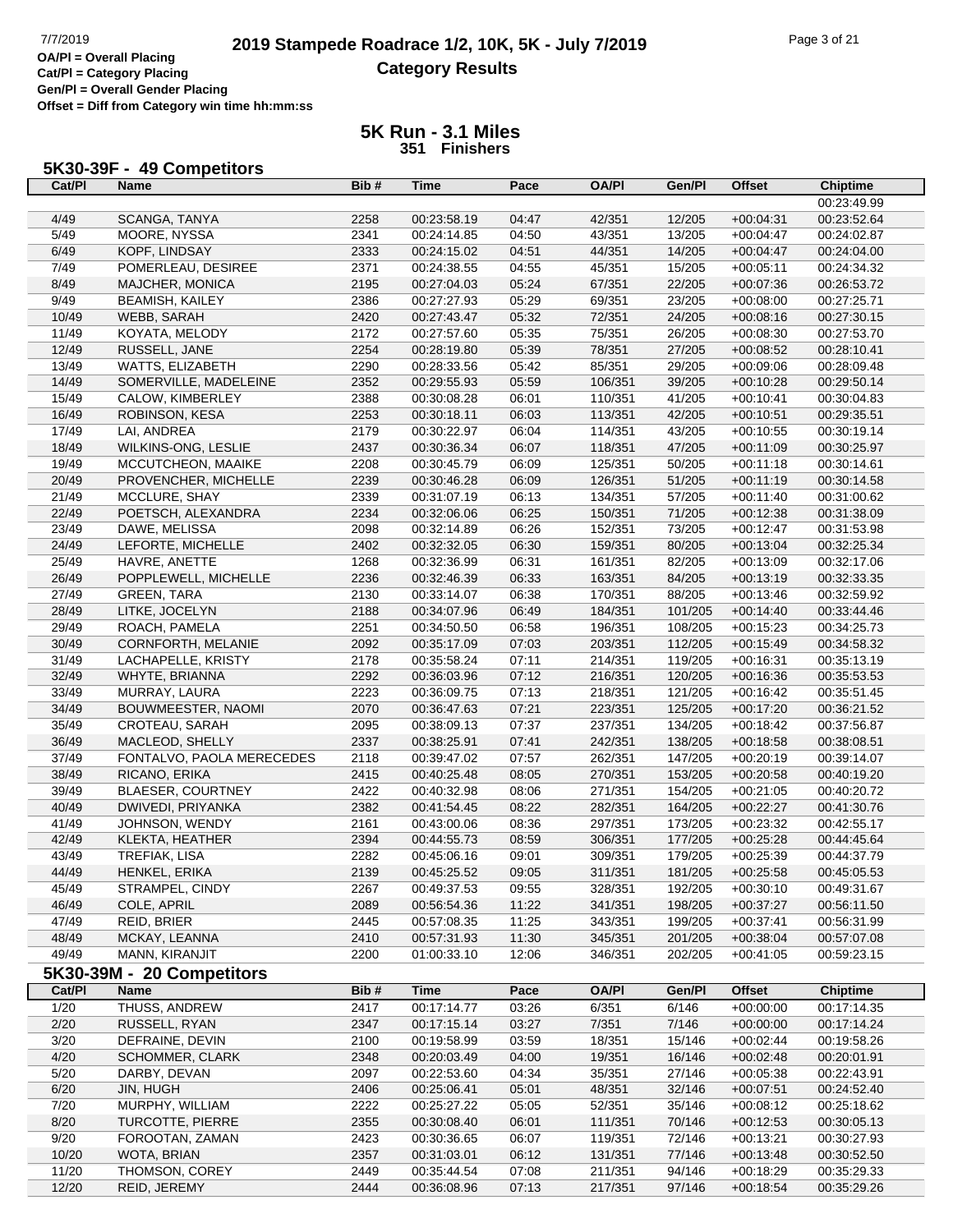OA/Pl = Overall Placing
Cat/Pl = Category Placing
Gen/Pl = Overall Gender Placing
Offset = Diff from Category win time hh:mm:ss

# 2019 Stampede Roadrace 1/2, 10K, 5K - July 7/2019
## Category Results

### 5K Run - 3.1 Miles
**351 Finishers**

### 5K30-39F - 49 Competitors

| Cat/Pl | Name | Bib # | Time | Pace | OA/Pl | Gen/Pl | Offset | Chiptime |
|---|---|---|---|---|---|---|---|---|
| | | | | | | | | 00:23:49.99 |
| 4/49 | SCANGA, TANYA | 2258 | 00:23:58.19 | 04:47 | 42/351 | 12/205 | +00:04:31 | 00:23:52.64 |
| 5/49 | MOORE, NYSSA | 2341 | 00:24:14.85 | 04:50 | 43/351 | 13/205 | +00:04:47 | 00:24:02.87 |
| 6/49 | KOPF, LINDSAY | 2333 | 00:24:15.02 | 04:51 | 44/351 | 14/205 | +00:04:47 | 00:24:04.00 |
| 7/49 | POMERLEAU, DESIREE | 2371 | 00:24:38.55 | 04:55 | 45/351 | 15/205 | +00:05:11 | 00:24:34.32 |
| 8/49 | MAJCHER, MONICA | 2195 | 00:27:04.03 | 05:24 | 67/351 | 22/205 | +00:07:36 | 00:26:53.72 |
| 9/49 | BEAMISH, KAILEY | 2386 | 00:27:27.93 | 05:29 | 69/351 | 23/205 | +00:08:00 | 00:27:25.71 |
| 10/49 | WEBB, SARAH | 2420 | 00:27:43.47 | 05:32 | 72/351 | 24/205 | +00:08:16 | 00:27:30.15 |
| 11/49 | KOYATA, MELODY | 2172 | 00:27:57.60 | 05:35 | 75/351 | 26/205 | +00:08:30 | 00:27:53.70 |
| 12/49 | RUSSELL, JANE | 2254 | 00:28:19.80 | 05:39 | 78/351 | 27/205 | +00:08:52 | 00:28:10.41 |
| 13/49 | WATTS, ELIZABETH | 2290 | 00:28:33.56 | 05:42 | 85/351 | 29/205 | +00:09:06 | 00:28:09.48 |
| 14/49 | SOMERVILLE, MADELEINE | 2352 | 00:29:55.93 | 05:59 | 106/351 | 39/205 | +00:10:28 | 00:29:50.14 |
| 15/49 | CALOW, KIMBERLEY | 2388 | 00:30:08.28 | 06:01 | 110/351 | 41/205 | +00:10:41 | 00:30:04.83 |
| 16/49 | ROBINSON, KESA | 2253 | 00:30:18.11 | 06:03 | 113/351 | 42/205 | +00:10:51 | 00:29:35.51 |
| 17/49 | LAI, ANDREA | 2179 | 00:30:22.97 | 06:04 | 114/351 | 43/205 | +00:10:55 | 00:30:19.14 |
| 18/49 | WILKINS-ONG, LESLIE | 2437 | 00:30:36.34 | 06:07 | 118/351 | 47/205 | +00:11:09 | 00:30:25.97 |
| 19/49 | MCCUTCHEON, MAAIKE | 2208 | 00:30:45.79 | 06:09 | 125/351 | 50/205 | +00:11:18 | 00:30:14.61 |
| 20/49 | PROVENCHER, MICHELLE | 2239 | 00:30:46.28 | 06:09 | 126/351 | 51/205 | +00:11:19 | 00:30:14.58 |
| 21/49 | MCCLURE, SHAY | 2339 | 00:31:07.19 | 06:13 | 134/351 | 57/205 | +00:11:40 | 00:31:00.62 |
| 22/49 | POETSCH, ALEXANDRA | 2234 | 00:32:06.06 | 06:25 | 150/351 | 71/205 | +00:12:38 | 00:31:38.09 |
| 23/49 | DAWE, MELISSA | 2098 | 00:32:14.89 | 06:26 | 152/351 | 73/205 | +00:12:47 | 00:31:53.98 |
| 24/49 | LEFORTE, MICHELLE | 2402 | 00:32:32.05 | 06:30 | 159/351 | 80/205 | +00:13:04 | 00:32:25.34 |
| 25/49 | HAVRE, ANETTE | 1268 | 00:32:36.99 | 06:31 | 161/351 | 82/205 | +00:13:09 | 00:32:17.06 |
| 26/49 | POPPLEWELL, MICHELLE | 2236 | 00:32:46.39 | 06:33 | 163/351 | 84/205 | +00:13:19 | 00:32:33.35 |
| 27/49 | GREEN, TARA | 2130 | 00:33:14.07 | 06:38 | 170/351 | 88/205 | +00:13:46 | 00:32:59.92 |
| 28/49 | LITKE, JOCELYN | 2188 | 00:34:07.96 | 06:49 | 184/351 | 101/205 | +00:14:40 | 00:33:44.46 |
| 29/49 | ROACH, PAMELA | 2251 | 00:34:50.50 | 06:58 | 196/351 | 108/205 | +00:15:23 | 00:34:25.73 |
| 30/49 | CORNFORTH, MELANIE | 2092 | 00:35:17.09 | 07:03 | 203/351 | 112/205 | +00:15:49 | 00:34:58.32 |
| 31/49 | LACHAPELLE, KRISTY | 2178 | 00:35:58.24 | 07:11 | 214/351 | 119/205 | +00:16:31 | 00:35:13.19 |
| 32/49 | WHYTE, BRIANNA | 2292 | 00:36:03.96 | 07:12 | 216/351 | 120/205 | +00:16:36 | 00:35:53.53 |
| 33/49 | MURRAY, LAURA | 2223 | 00:36:09.75 | 07:13 | 218/351 | 121/205 | +00:16:42 | 00:35:51.45 |
| 34/49 | BOUWMEESTER, NAOMI | 2070 | 00:36:47.63 | 07:21 | 223/351 | 125/205 | +00:17:20 | 00:36:21.52 |
| 35/49 | CROTEAU, SARAH | 2095 | 00:38:09.13 | 07:37 | 237/351 | 134/205 | +00:18:42 | 00:37:56.87 |
| 36/49 | MACLEOD, SHELLY | 2337 | 00:38:25.91 | 07:41 | 242/351 | 138/205 | +00:18:58 | 00:38:08.51 |
| 37/49 | FONTALVO, PAOLA MERECEDES | 2118 | 00:39:47.02 | 07:57 | 262/351 | 147/205 | +00:20:19 | 00:39:14.07 |
| 38/49 | RICANO, ERIKA | 2415 | 00:40:25.48 | 08:05 | 270/351 | 153/205 | +00:20:58 | 00:40:19.20 |
| 39/49 | BLAESER, COURTNEY | 2422 | 00:40:32.98 | 08:06 | 271/351 | 154/205 | +00:21:05 | 00:40:20.72 |
| 40/49 | DWIVEDI, PRIYANKA | 2382 | 00:41:54.45 | 08:22 | 282/351 | 164/205 | +00:22:27 | 00:41:30.76 |
| 41/49 | JOHNSON, WENDY | 2161 | 00:43:00.06 | 08:36 | 297/351 | 173/205 | +00:23:32 | 00:42:55.17 |
| 42/49 | KLEKTA, HEATHER | 2394 | 00:44:55.73 | 08:59 | 306/351 | 177/205 | +00:25:28 | 00:44:45.64 |
| 43/49 | TREFIAK, LISA | 2282 | 00:45:06.16 | 09:01 | 309/351 | 179/205 | +00:25:39 | 00:44:37.79 |
| 44/49 | HENKEL, ERIKA | 2139 | 00:45:25.52 | 09:05 | 311/351 | 181/205 | +00:25:58 | 00:45:05.53 |
| 45/49 | STRAMPEL, CINDY | 2267 | 00:49:37.53 | 09:55 | 328/351 | 192/205 | +00:30:10 | 00:49:31.67 |
| 46/49 | COLE, APRIL | 2089 | 00:56:54.36 | 11:22 | 341/351 | 198/205 | +00:37:27 | 00:56:11.50 |
| 47/49 | REID, BRIER | 2445 | 00:57:08.35 | 11:25 | 343/351 | 199/205 | +00:37:41 | 00:56:31.99 |
| 48/49 | MCKAY, LEANNA | 2410 | 00:57:31.93 | 11:30 | 345/351 | 201/205 | +00:38:04 | 00:57:07.08 |
| 49/49 | MANN, KIRANJIT | 2200 | 01:00:33.10 | 12:06 | 346/351 | 202/205 | +00:41:05 | 00:59:23.15 |

### 5K30-39M - 20 Competitors

| Cat/Pl | Name | Bib # | Time | Pace | OA/Pl | Gen/Pl | Offset | Chiptime |
|---|---|---|---|---|---|---|---|---|
| 1/20 | THUSS, ANDREW | 2417 | 00:17:14.77 | 03:26 | 6/351 | 6/146 | +00:00:00 | 00:17:14.35 |
| 2/20 | RUSSELL, RYAN | 2347 | 00:17:15.14 | 03:27 | 7/351 | 7/146 | +00:00:00 | 00:17:14.24 |
| 3/20 | DEFRAINE, DEVIN | 2100 | 00:19:58.99 | 03:59 | 18/351 | 15/146 | +00:02:44 | 00:19:58.26 |
| 4/20 | SCHOMMER, CLARK | 2348 | 00:20:03.49 | 04:00 | 19/351 | 16/146 | +00:02:48 | 00:20:01.91 |
| 5/20 | DARBY, DEVAN | 2097 | 00:22:53.60 | 04:34 | 35/351 | 27/146 | +00:05:38 | 00:22:43.91 |
| 6/20 | JIN, HUGH | 2406 | 00:25:06.41 | 05:01 | 48/351 | 32/146 | +00:07:51 | 00:24:52.40 |
| 7/20 | MURPHY, WILLIAM | 2222 | 00:25:27.22 | 05:05 | 52/351 | 35/146 | +00:08:12 | 00:25:18.62 |
| 8/20 | TURCOTTE, PIERRE | 2355 | 00:30:08.40 | 06:01 | 111/351 | 70/146 | +00:12:53 | 00:30:05.13 |
| 9/20 | FOROOTAN, ZAMAN | 2423 | 00:30:36.65 | 06:07 | 119/351 | 72/146 | +00:13:21 | 00:30:27.93 |
| 10/20 | WOTA, BRIAN | 2357 | 00:31:03.01 | 06:12 | 131/351 | 77/146 | +00:13:48 | 00:30:52.50 |
| 11/20 | THOMSON, COREY | 2449 | 00:35:44.54 | 07:08 | 211/351 | 94/146 | +00:18:29 | 00:35:29.33 |
| 12/20 | REID, JEREMY | 2444 | 00:36:08.96 | 07:13 | 217/351 | 97/146 | +00:18:54 | 00:35:29.26 |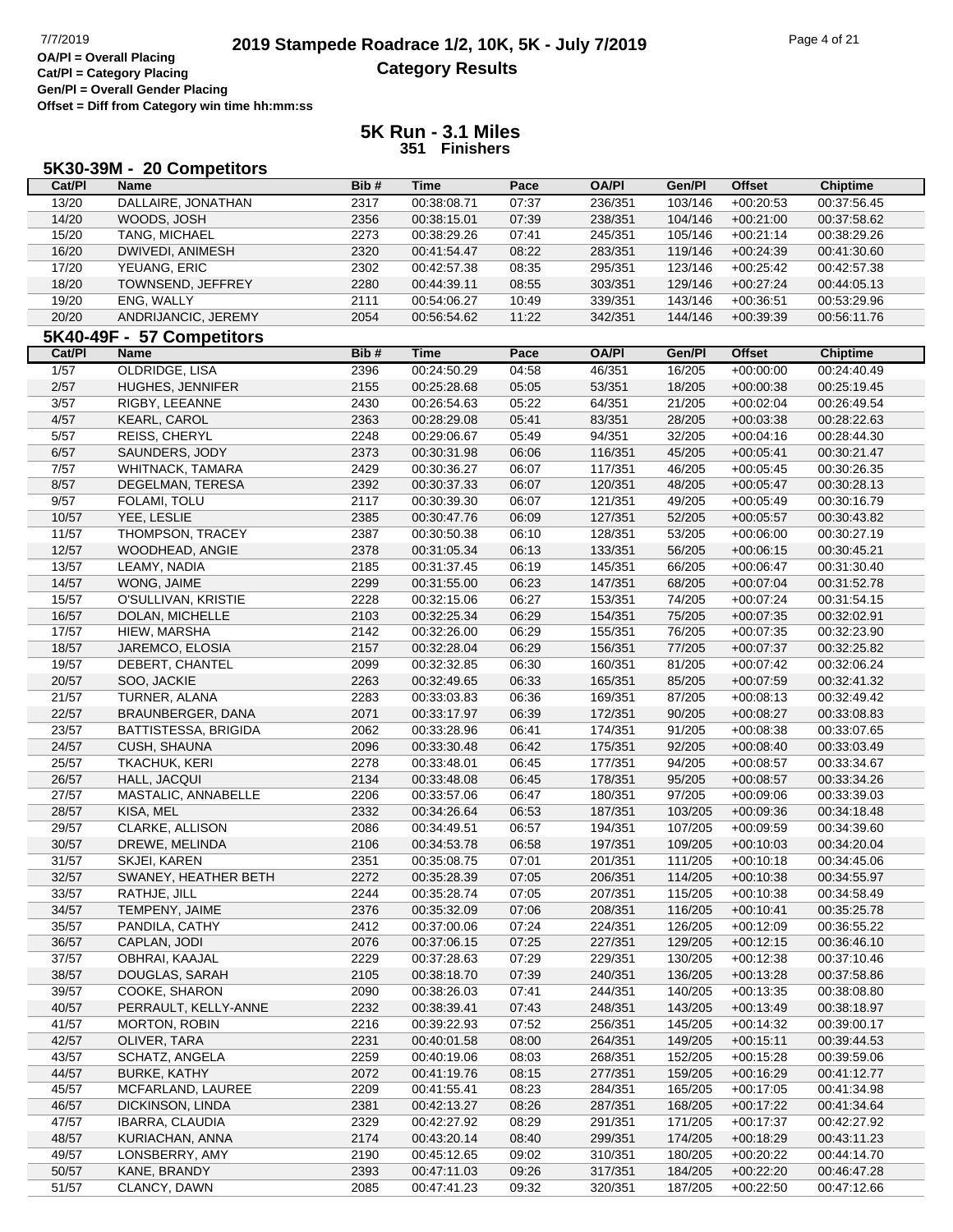**2019 Stampede Roadrace 1/2, 10K, 5K - July 7/2019**

**Category Results**

OA/Pl = Overall Placing
Cat/Pl = Category Placing
Gen/Pl = Overall Gender Placing
Offset = Diff from Category win time hh:mm:ss

## 5K Run - 3.1 Miles
### 351 Finishers

### 5K30-39M - 20 Competitors

| Cat/Pl | Name | Bib # | Time | Pace | OA/Pl | Gen/Pl | Offset | Chiptime |
|---|---|---|---|---|---|---|---|---|
| 13/20 | DALLAIRE, JONATHAN | 2317 | 00:38:08.71 | 07:37 | 236/351 | 103/146 | +00:20:53 | 00:37:56.45 |
| 14/20 | WOODS, JOSH | 2356 | 00:38:15.01 | 07:39 | 238/351 | 104/146 | +00:21:00 | 00:37:58.62 |
| 15/20 | TANG, MICHAEL | 2273 | 00:38:29.26 | 07:41 | 245/351 | 105/146 | +00:21:14 | 00:38:29.26 |
| 16/20 | DWIVEDI, ANIMESH | 2320 | 00:41:54.47 | 08:22 | 283/351 | 119/146 | +00:24:39 | 00:41:30.60 |
| 17/20 | YEUANG, ERIC | 2302 | 00:42:57.38 | 08:35 | 295/351 | 123/146 | +00:25:42 | 00:42:57.38 |
| 18/20 | TOWNSEND, JEFFREY | 2280 | 00:44:39.11 | 08:55 | 303/351 | 129/146 | +00:27:24 | 00:44:05.13 |
| 19/20 | ENG, WALLY | 2111 | 00:54:06.27 | 10:49 | 339/351 | 143/146 | +00:36:51 | 00:53:29.96 |
| 20/20 | ANDRIJANCIC, JEREMY | 2054 | 00:56:54.62 | 11:22 | 342/351 | 144/146 | +00:39:39 | 00:56:11.76 |

### 5K40-49F - 57 Competitors

| Cat/Pl | Name | Bib # | Time | Pace | OA/Pl | Gen/Pl | Offset | Chiptime |
|---|---|---|---|---|---|---|---|---|
| 1/57 | OLDRIDGE, LISA | 2396 | 00:24:50.29 | 04:58 | 46/351 | 16/205 | +00:00:00 | 00:24:40.49 |
| 2/57 | HUGHES, JENNIFER | 2155 | 00:25:28.68 | 05:05 | 53/351 | 18/205 | +00:00:38 | 00:25:19.45 |
| 3/57 | RIGBY, LEEANNE | 2430 | 00:26:54.63 | 05:22 | 64/351 | 21/205 | +00:02:04 | 00:26:49.54 |
| 4/57 | KEARL, CAROL | 2363 | 00:28:29.08 | 05:41 | 83/351 | 28/205 | +00:03:38 | 00:28:22.63 |
| 5/57 | REISS, CHERYL | 2248 | 00:29:06.67 | 05:49 | 94/351 | 32/205 | +00:04:16 | 00:28:44.30 |
| 6/57 | SAUNDERS, JODY | 2373 | 00:30:31.98 | 06:06 | 116/351 | 45/205 | +00:05:41 | 00:30:21.47 |
| 7/57 | WHITNACK, TAMARA | 2429 | 00:30:36.27 | 06:07 | 117/351 | 46/205 | +00:05:45 | 00:30:26.35 |
| 8/57 | DEGELMAN, TERESA | 2392 | 00:30:37.33 | 06:07 | 120/351 | 48/205 | +00:05:47 | 00:30:28.13 |
| 9/57 | FOLAMI, TOLU | 2117 | 00:30:39.30 | 06:07 | 121/351 | 49/205 | +00:05:49 | 00:30:16.79 |
| 10/57 | YEE, LESLIE | 2385 | 00:30:47.76 | 06:09 | 127/351 | 52/205 | +00:05:57 | 00:30:43.82 |
| 11/57 | THOMPSON, TRACEY | 2387 | 00:30:50.38 | 06:10 | 128/351 | 53/205 | +00:06:00 | 00:30:27.19 |
| 12/57 | WOODHEAD, ANGIE | 2378 | 00:31:05.34 | 06:13 | 133/351 | 56/205 | +00:06:15 | 00:30:45.21 |
| 13/57 | LEAMY, NADIA | 2185 | 00:31:37.45 | 06:19 | 145/351 | 66/205 | +00:06:47 | 00:31:30.40 |
| 14/57 | WONG, JAIME | 2299 | 00:31:55.00 | 06:23 | 147/351 | 68/205 | +00:07:04 | 00:31:52.78 |
| 15/57 | O'SULLIVAN, KRISTIE | 2228 | 00:32:15.06 | 06:27 | 153/351 | 74/205 | +00:07:24 | 00:31:54.15 |
| 16/57 | DOLAN, MICHELLE | 2103 | 00:32:25.34 | 06:29 | 154/351 | 75/205 | +00:07:35 | 00:32:02.91 |
| 17/57 | HIEW, MARSHA | 2142 | 00:32:26.00 | 06:29 | 155/351 | 76/205 | +00:07:35 | 00:32:23.90 |
| 18/57 | JAREMCO, ELOSIA | 2157 | 00:32:28.04 | 06:29 | 156/351 | 77/205 | +00:07:37 | 00:32:25.82 |
| 19/57 | DEBERT, CHANTEL | 2099 | 00:32:32.85 | 06:30 | 160/351 | 81/205 | +00:07:42 | 00:32:06.24 |
| 20/57 | SOO, JACKIE | 2263 | 00:32:49.65 | 06:33 | 165/351 | 85/205 | +00:07:59 | 00:32:41.32 |
| 21/57 | TURNER, ALANA | 2283 | 00:33:03.83 | 06:36 | 169/351 | 87/205 | +00:08:13 | 00:32:49.42 |
| 22/57 | BRAUNBERGER, DANA | 2071 | 00:33:17.97 | 06:39 | 172/351 | 90/205 | +00:08:27 | 00:33:08.83 |
| 23/57 | BATTISTESSA, BRIGIDA | 2062 | 00:33:28.96 | 06:41 | 174/351 | 91/205 | +00:08:38 | 00:33:07.65 |
| 24/57 | CUSH, SHAUNA | 2096 | 00:33:30.48 | 06:42 | 175/351 | 92/205 | +00:08:40 | 00:33:03.49 |
| 25/57 | TKACHUK, KERI | 2278 | 00:33:48.01 | 06:45 | 177/351 | 94/205 | +00:08:57 | 00:33:34.67 |
| 26/57 | HALL, JACQUI | 2134 | 00:33:48.08 | 06:45 | 178/351 | 95/205 | +00:08:57 | 00:33:34.26 |
| 27/57 | MASTALIC, ANNABELLE | 2206 | 00:33:57.06 | 06:47 | 180/351 | 97/205 | +00:09:06 | 00:33:39.03 |
| 28/57 | KISA, MEL | 2332 | 00:34:26.64 | 06:53 | 187/351 | 103/205 | +00:09:36 | 00:34:18.48 |
| 29/57 | CLARKE, ALLISON | 2086 | 00:34:49.51 | 06:57 | 194/351 | 107/205 | +00:09:59 | 00:34:39.60 |
| 30/57 | DREWE, MELINDA | 2106 | 00:34:53.78 | 06:58 | 197/351 | 109/205 | +00:10:03 | 00:34:20.04 |
| 31/57 | SKJEI, KAREN | 2351 | 00:35:08.75 | 07:01 | 201/351 | 111/205 | +00:10:18 | 00:34:45.06 |
| 32/57 | SWANEY, HEATHER BETH | 2272 | 00:35:28.39 | 07:05 | 206/351 | 114/205 | +00:10:38 | 00:34:55.97 |
| 33/57 | RATHJE, JILL | 2244 | 00:35:28.74 | 07:05 | 207/351 | 115/205 | +00:10:38 | 00:34:58.49 |
| 34/57 | TEMPENY, JAIME | 2376 | 00:35:32.09 | 07:06 | 208/351 | 116/205 | +00:10:41 | 00:35:25.78 |
| 35/57 | PANDILA, CATHY | 2412 | 00:37:00.06 | 07:24 | 224/351 | 126/205 | +00:12:09 | 00:36:55.22 |
| 36/57 | CAPLAN, JODI | 2076 | 00:37:06.15 | 07:25 | 227/351 | 129/205 | +00:12:15 | 00:36:46.10 |
| 37/57 | OBHRAI, KAAJAL | 2229 | 00:37:28.63 | 07:29 | 229/351 | 130/205 | +00:12:38 | 00:37:10.46 |
| 38/57 | DOUGLAS, SARAH | 2105 | 00:38:18.70 | 07:39 | 240/351 | 136/205 | +00:13:28 | 00:37:58.86 |
| 39/57 | COOKE, SHARON | 2090 | 00:38:26.03 | 07:41 | 244/351 | 140/205 | +00:13:35 | 00:38:08.80 |
| 40/57 | PERRAULT, KELLY-ANNE | 2232 | 00:38:39.41 | 07:43 | 248/351 | 143/205 | +00:13:49 | 00:38:18.97 |
| 41/57 | MORTON, ROBIN | 2216 | 00:39:22.93 | 07:52 | 256/351 | 145/205 | +00:14:32 | 00:39:00.17 |
| 42/57 | OLIVER, TARA | 2231 | 00:40:01.58 | 08:00 | 264/351 | 149/205 | +00:15:11 | 00:39:44.53 |
| 43/57 | SCHATZ, ANGELA | 2259 | 00:40:19.06 | 08:03 | 268/351 | 152/205 | +00:15:28 | 00:39:59.06 |
| 44/57 | BURKE, KATHY | 2072 | 00:41:19.76 | 08:15 | 277/351 | 159/205 | +00:16:29 | 00:41:12.77 |
| 45/57 | MCFARLAND, LAUREE | 2209 | 00:41:55.41 | 08:23 | 284/351 | 165/205 | +00:17:05 | 00:41:34.98 |
| 46/57 | DICKINSON, LINDA | 2381 | 00:42:13.27 | 08:26 | 287/351 | 168/205 | +00:17:22 | 00:41:34.64 |
| 47/57 | IBARRA, CLAUDIA | 2329 | 00:42:27.92 | 08:29 | 291/351 | 171/205 | +00:17:37 | 00:42:27.92 |
| 48/57 | KURIACHAN, ANNA | 2174 | 00:43:20.14 | 08:40 | 299/351 | 174/205 | +00:18:29 | 00:43:11.23 |
| 49/57 | LONSBERRY, AMY | 2190 | 00:45:12.65 | 09:02 | 310/351 | 180/205 | +00:20:22 | 00:44:14.70 |
| 50/57 | KANE, BRANDY | 2393 | 00:47:11.03 | 09:26 | 317/351 | 184/205 | +00:22:20 | 00:46:47.28 |
| 51/57 | CLANCY, DAWN | 2085 | 00:47:41.23 | 09:32 | 320/351 | 187/205 | +00:22:50 | 00:47:12.66 |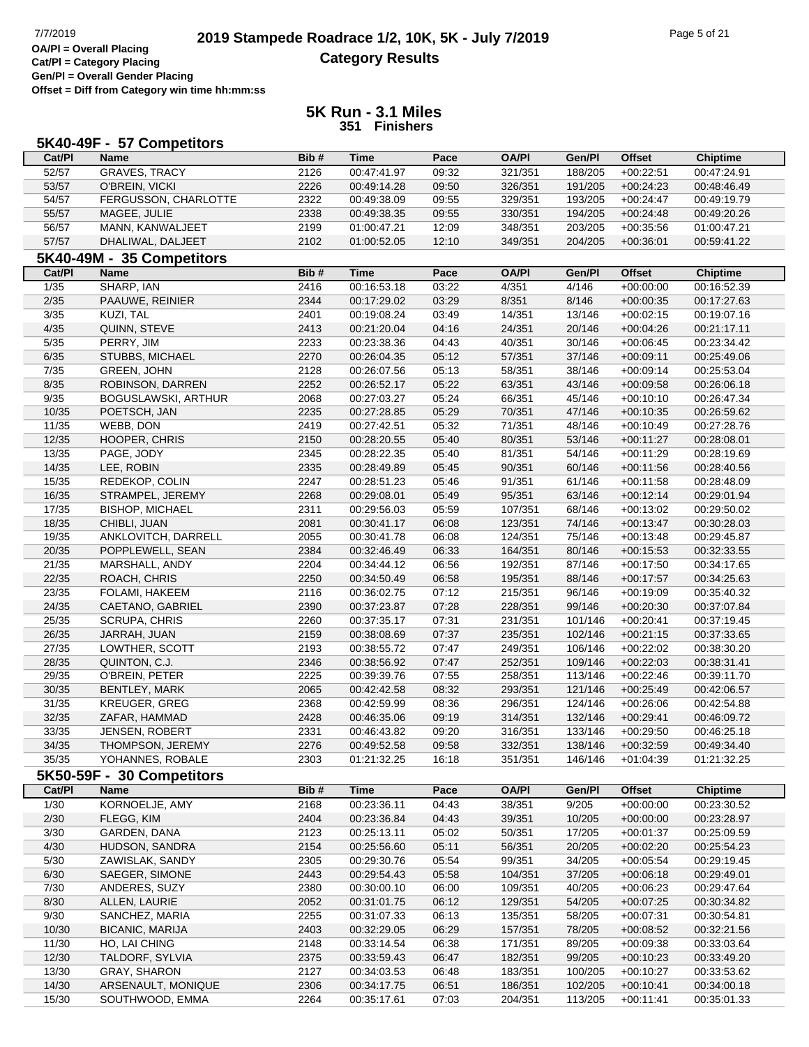**OA/Pl = Overall Placing**
**Cat/Pl = Category Placing**
**Gen/Pl = Overall Gender Placing**
**Offset = Diff from Category win time hh:mm:ss**

# 2019 Stampede Roadrace 1/2, 10K, 5K - July 7/2019

## Category Results

### 5K Run - 3.1 Miles
**351 Finishers**

### 5K40-49F - 57 Competitors

| Cat/Pl | Name | Bib # | Time | Pace | OA/Pl | Gen/Pl | Offset | Chiptime |
|---|---|---|---|---|---|---|---|---|
| 52/57 | GRAVES, TRACY | 2126 | 00:47:41.97 | 09:32 | 321/351 | 188/205 | +00:22:51 | 00:47:24.91 |
| 53/57 | O'BREIN, VICKI | 2226 | 00:49:14.28 | 09:50 | 326/351 | 191/205 | +00:24:23 | 00:48:46.49 |
| 54/57 | FERGUSSON, CHARLOTTE | 2322 | 00:49:38.09 | 09:55 | 329/351 | 193/205 | +00:24:47 | 00:49:19.79 |
| 55/57 | MAGEE, JULIE | 2338 | 00:49:38.35 | 09:55 | 330/351 | 194/205 | +00:24:48 | 00:49:20.26 |
| 56/57 | MANN, KANWALJEET | 2199 | 01:00:47.21 | 12:09 | 348/351 | 203/205 | +00:35:56 | 01:00:47.21 |
| 57/57 | DHALIWAL, DALJEET | 2102 | 01:00:52.05 | 12:10 | 349/351 | 204/205 | +00:36:01 | 00:59:41.22 |

### 5K40-49M - 35 Competitors

| Cat/Pl | Name | Bib # | Time | Pace | OA/Pl | Gen/Pl | Offset | Chiptime |
|---|---|---|---|---|---|---|---|---|
| 1/35 | SHARP, IAN | 2416 | 00:16:53.18 | 03:22 | 4/351 | 4/146 | +00:00:00 | 00:16:52.39 |
| 2/35 | PAAUWE, REINIER | 2344 | 00:17:29.02 | 03:29 | 8/351 | 8/146 | +00:00:35 | 00:17:27.63 |
| 3/35 | KUZI, TAL | 2401 | 00:19:08.24 | 03:49 | 14/351 | 13/146 | +00:02:15 | 00:19:07.16 |
| 4/35 | QUINN, STEVE | 2413 | 00:21:20.04 | 04:16 | 24/351 | 20/146 | +00:04:26 | 00:21:17.11 |
| 5/35 | PERRY, JIM | 2233 | 00:23:38.36 | 04:43 | 40/351 | 30/146 | +00:06:45 | 00:23:34.42 |
| 6/35 | STUBBS, MICHAEL | 2270 | 00:26:04.35 | 05:12 | 57/351 | 37/146 | +00:09:11 | 00:25:49.06 |
| 7/35 | GREEN, JOHN | 2128 | 00:26:07.56 | 05:13 | 58/351 | 38/146 | +00:09:14 | 00:25:53.04 |
| 8/35 | ROBINSON, DARREN | 2252 | 00:26:52.17 | 05:22 | 63/351 | 43/146 | +00:09:58 | 00:26:06.18 |
| 9/35 | BOGUSLAWSKI, ARTHUR | 2068 | 00:27:03.27 | 05:24 | 66/351 | 45/146 | +00:10:10 | 00:26:47.34 |
| 10/35 | POETSCH, JAN | 2235 | 00:27:28.85 | 05:29 | 70/351 | 47/146 | +00:10:35 | 00:26:59.62 |
| 11/35 | WEBB, DON | 2419 | 00:27:42.51 | 05:32 | 71/351 | 48/146 | +00:10:49 | 00:27:28.76 |
| 12/35 | HOOPER, CHRIS | 2150 | 00:28:20.55 | 05:40 | 80/351 | 53/146 | +00:11:27 | 00:28:08.01 |
| 13/35 | PAGE, JODY | 2345 | 00:28:22.35 | 05:40 | 81/351 | 54/146 | +00:11:29 | 00:28:19.69 |
| 14/35 | LEE, ROBIN | 2335 | 00:28:49.89 | 05:45 | 90/351 | 60/146 | +00:11:56 | 00:28:40.56 |
| 15/35 | REDEKOP, COLIN | 2247 | 00:28:51.23 | 05:46 | 91/351 | 61/146 | +00:11:58 | 00:28:48.09 |
| 16/35 | STRAMPEL, JEREMY | 2268 | 00:29:08.01 | 05:49 | 95/351 | 63/146 | +00:12:14 | 00:29:01.94 |
| 17/35 | BISHOP, MICHAEL | 2311 | 00:29:56.03 | 05:59 | 107/351 | 68/146 | +00:13:02 | 00:29:50.02 |
| 18/35 | CHIBLI, JUAN | 2081 | 00:30:41.17 | 06:08 | 123/351 | 74/146 | +00:13:47 | 00:30:28.03 |
| 19/35 | ANKLOVITCH, DARRELL | 2055 | 00:30:41.78 | 06:08 | 124/351 | 75/146 | +00:13:48 | 00:29:45.87 |
| 20/35 | POPPLEWELL, SEAN | 2384 | 00:32:46.49 | 06:33 | 164/351 | 80/146 | +00:15:53 | 00:32:33.55 |
| 21/35 | MARSHALL, ANDY | 2204 | 00:34:44.12 | 06:56 | 192/351 | 87/146 | +00:17:50 | 00:34:17.65 |
| 22/35 | ROACH, CHRIS | 2250 | 00:34:50.49 | 06:58 | 195/351 | 88/146 | +00:17:57 | 00:34:25.63 |
| 23/35 | FOLAMI, HAKEEM | 2116 | 00:36:02.75 | 07:12 | 215/351 | 96/146 | +00:19:09 | 00:35:40.32 |
| 24/35 | CAETANO, GABRIEL | 2390 | 00:37:23.87 | 07:28 | 228/351 | 99/146 | +00:20:30 | 00:37:07.84 |
| 25/35 | SCRUPA, CHRIS | 2260 | 00:37:35.17 | 07:31 | 231/351 | 101/146 | +00:20:41 | 00:37:19.45 |
| 26/35 | JARRAH, JUAN | 2159 | 00:38:08.69 | 07:37 | 235/351 | 102/146 | +00:21:15 | 00:37:33.65 |
| 27/35 | LOWTHER, SCOTT | 2193 | 00:38:55.72 | 07:47 | 249/351 | 106/146 | +00:22:02 | 00:38:30.20 |
| 28/35 | QUINTON, C.J. | 2346 | 00:38:56.92 | 07:47 | 252/351 | 109/146 | +00:22:03 | 00:38:31.41 |
| 29/35 | O'BREIN, PETER | 2225 | 00:39:39.76 | 07:55 | 258/351 | 113/146 | +00:22:46 | 00:39:11.70 |
| 30/35 | BENTLEY, MARK | 2065 | 00:42:42.58 | 08:32 | 293/351 | 121/146 | +00:25:49 | 00:42:06.57 |
| 31/35 | KREUGER, GREG | 2368 | 00:42:59.99 | 08:36 | 296/351 | 124/146 | +00:26:06 | 00:42:54.88 |
| 32/35 | ZAFAR, HAMMAD | 2428 | 00:46:35.06 | 09:19 | 314/351 | 132/146 | +00:29:41 | 00:46:09.72 |
| 33/35 | JENSEN, ROBERT | 2331 | 00:46:43.82 | 09:20 | 316/351 | 133/146 | +00:29:50 | 00:46:25.18 |
| 34/35 | THOMPSON, JEREMY | 2276 | 00:49:52.58 | 09:58 | 332/351 | 138/146 | +00:32:59 | 00:49:34.40 |
| 35/35 | YOHANNES, ROBALE | 2303 | 01:21:32.25 | 16:18 | 351/351 | 146/146 | +01:04:39 | 01:21:32.25 |

### 5K50-59F - 30 Competitors

| Cat/Pl | Name | Bib # | Time | Pace | OA/Pl | Gen/Pl | Offset | Chiptime |
|---|---|---|---|---|---|---|---|---|
| 1/30 | KORNOELJE, AMY | 2168 | 00:23:36.11 | 04:43 | 38/351 | 9/205 | +00:00:00 | 00:23:30.52 |
| 2/30 | FLEGG, KIM | 2404 | 00:23:36.84 | 04:43 | 39/351 | 10/205 | +00:00:00 | 00:23:28.97 |
| 3/30 | GARDEN, DANA | 2123 | 00:25:13.11 | 05:02 | 50/351 | 17/205 | +00:01:37 | 00:25:09.59 |
| 4/30 | HUDSON, SANDRA | 2154 | 00:25:56.60 | 05:11 | 56/351 | 20/205 | +00:02:20 | 00:25:54.23 |
| 5/30 | ZAWISLAK, SANDY | 2305 | 00:29:30.76 | 05:54 | 99/351 | 34/205 | +00:05:54 | 00:29:19.45 |
| 6/30 | SAEGER, SIMONE | 2443 | 00:29:54.43 | 05:58 | 104/351 | 37/205 | +00:06:18 | 00:29:49.01 |
| 7/30 | ANDERES, SUZY | 2380 | 00:30:00.10 | 06:00 | 109/351 | 40/205 | +00:06:23 | 00:29:47.64 |
| 8/30 | ALLEN, LAURIE | 2052 | 00:31:01.75 | 06:12 | 129/351 | 54/205 | +00:07:25 | 00:30:34.82 |
| 9/30 | SANCHEZ, MARIA | 2255 | 00:31:07.33 | 06:13 | 135/351 | 58/205 | +00:07:31 | 00:30:54.81 |
| 10/30 | BICANIC, MARIJA | 2403 | 00:32:29.05 | 06:29 | 157/351 | 78/205 | +00:08:52 | 00:32:21.56 |
| 11/30 | HO, LAI CHING | 2148 | 00:33:14.54 | 06:38 | 171/351 | 89/205 | +00:09:38 | 00:33:03.64 |
| 12/30 | TALDORF, SYLVIA | 2375 | 00:33:59.43 | 06:47 | 182/351 | 99/205 | +00:10:23 | 00:33:49.20 |
| 13/30 | GRAY, SHARON | 2127 | 00:34:03.53 | 06:48 | 183/351 | 100/205 | +00:10:27 | 00:33:53.62 |
| 14/30 | ARSENAULT, MONIQUE | 2306 | 00:34:17.75 | 06:51 | 186/351 | 102/205 | +00:10:41 | 00:34:00.18 |
| 15/30 | SOUTHWOOD, EMMA | 2264 | 00:35:17.61 | 07:03 | 204/351 | 113/205 | +00:11:41 | 00:35:01.33 |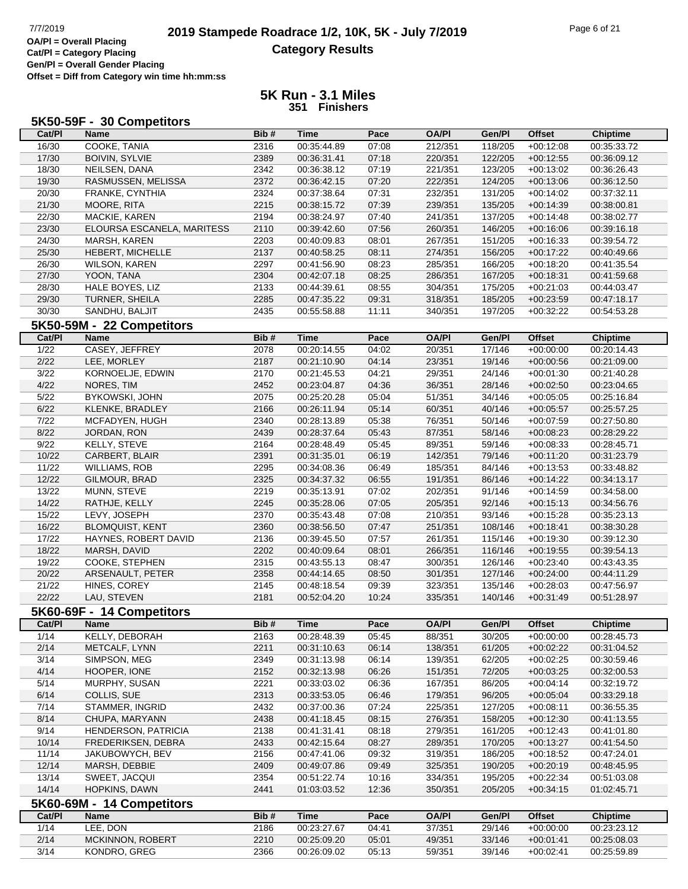OA/Pl = Overall Placing
Cat/Pl = Category Placing
Gen/Pl = Overall Gender Placing
Offset = Diff from Category win time hh:mm:ss

# 2019 Stampede Roadrace 1/2, 10K, 5K - July 7/2019

## Category Results

## 5K Run - 3.1 Miles
### 351 Finishers

### 5K50-59F - 30 Competitors

| Cat/Pl | Name | Bib # | Time | Pace | OA/Pl | Gen/Pl | Offset | Chiptime |
|---|---|---|---|---|---|---|---|---|
| 16/30 | COOKE, TANIA | 2316 | 00:35:44.89 | 07:08 | 212/351 | 118/205 | +00:12:08 | 00:35:33.72 |
| 17/30 | BOIVIN, SYLVIE | 2389 | 00:36:31.41 | 07:18 | 220/351 | 122/205 | +00:12:55 | 00:36:09.12 |
| 18/30 | NEILSEN, DANA | 2342 | 00:36:38.12 | 07:19 | 221/351 | 123/205 | +00:13:02 | 00:36:26.43 |
| 19/30 | RASMUSSEN, MELISSA | 2372 | 00:36:42.15 | 07:20 | 222/351 | 124/205 | +00:13:06 | 00:36:12.50 |
| 20/30 | FRANKE, CYNTHIA | 2324 | 00:37:38.64 | 07:31 | 232/351 | 131/205 | +00:14:02 | 00:37:32.11 |
| 21/30 | MOORE, RITA | 2215 | 00:38:15.72 | 07:39 | 239/351 | 135/205 | +00:14:39 | 00:38:00.81 |
| 22/30 | MACKIE, KAREN | 2194 | 00:38:24.97 | 07:40 | 241/351 | 137/205 | +00:14:48 | 00:38:02.77 |
| 23/30 | ELOURSA ESCANELA, MARITESS | 2110 | 00:39:42.60 | 07:56 | 260/351 | 146/205 | +00:16:06 | 00:39:16.18 |
| 24/30 | MARSH, KAREN | 2203 | 00:40:09.83 | 08:01 | 267/351 | 151/205 | +00:16:33 | 00:39:54.72 |
| 25/30 | HEBERT, MICHELLE | 2137 | 00:40:58.25 | 08:11 | 274/351 | 156/205 | +00:17:22 | 00:40:49.66 |
| 26/30 | WILSON, KAREN | 2297 | 00:41:56.90 | 08:23 | 285/351 | 166/205 | +00:18:20 | 00:41:35.54 |
| 27/30 | YOON, TANA | 2304 | 00:42:07.18 | 08:25 | 286/351 | 167/205 | +00:18:31 | 00:41:59.68 |
| 28/30 | HALE BOYES, LIZ | 2133 | 00:44:39.61 | 08:55 | 304/351 | 175/205 | +00:21:03 | 00:44:03.47 |
| 29/30 | TURNER, SHEILA | 2285 | 00:47:35.22 | 09:31 | 318/351 | 185/205 | +00:23:59 | 00:47:18.17 |
| 30/30 | SANDHU, BALJIT | 2435 | 00:55:58.88 | 11:11 | 340/351 | 197/205 | +00:32:22 | 00:54:53.28 |

### 5K50-59M - 22 Competitors

| Cat/Pl | Name | Bib # | Time | Pace | OA/Pl | Gen/Pl | Offset | Chiptime |
|---|---|---|---|---|---|---|---|---|
| 1/22 | CASEY, JEFFREY | 2078 | 00:20:14.55 | 04:02 | 20/351 | 17/146 | +00:00:00 | 00:20:14.43 |
| 2/22 | LEE, MORLEY | 2187 | 00:21:10.90 | 04:14 | 23/351 | 19/146 | +00:00:56 | 00:21:09.00 |
| 3/22 | KORNOELJE, EDWIN | 2170 | 00:21:45.53 | 04:21 | 29/351 | 24/146 | +00:01:30 | 00:21:40.28 |
| 4/22 | NORES, TIM | 2452 | 00:23:04.87 | 04:36 | 36/351 | 28/146 | +00:02:50 | 00:23:04.65 |
| 5/22 | BYKOWSKI, JOHN | 2075 | 00:25:20.28 | 05:04 | 51/351 | 34/146 | +00:05:05 | 00:25:16.84 |
| 6/22 | KLENKE, BRADLEY | 2166 | 00:26:11.94 | 05:14 | 60/351 | 40/146 | +00:05:57 | 00:25:57.25 |
| 7/22 | MCFADYEN, HUGH | 2340 | 00:28:13.89 | 05:38 | 76/351 | 50/146 | +00:07:59 | 00:27:50.80 |
| 8/22 | JORDAN, RON | 2439 | 00:28:37.64 | 05:43 | 87/351 | 58/146 | +00:08:23 | 00:28:29.22 |
| 9/22 | KELLY, STEVE | 2164 | 00:28:48.49 | 05:45 | 89/351 | 59/146 | +00:08:33 | 00:28:45.71 |
| 10/22 | CARBERT, BLAIR | 2391 | 00:31:35.01 | 06:19 | 142/351 | 79/146 | +00:11:20 | 00:31:23.79 |
| 11/22 | WILLIAMS, ROB | 2295 | 00:34:08.36 | 06:49 | 185/351 | 84/146 | +00:13:53 | 00:33:48.82 |
| 12/22 | GILMOUR, BRAD | 2325 | 00:34:37.32 | 06:55 | 191/351 | 86/146 | +00:14:22 | 00:34:13.17 |
| 13/22 | MUNN, STEVE | 2219 | 00:35:13.91 | 07:02 | 202/351 | 91/146 | +00:14:59 | 00:34:58.00 |
| 14/22 | RATHJE, KELLY | 2245 | 00:35:28.06 | 07:05 | 205/351 | 92/146 | +00:15:13 | 00:34:56.76 |
| 15/22 | LEVY, JOSEPH | 2370 | 00:35:43.48 | 07:08 | 210/351 | 93/146 | +00:15:28 | 00:35:23.13 |
| 16/22 | BLOMQUIST, KENT | 2360 | 00:38:56.50 | 07:47 | 251/351 | 108/146 | +00:18:41 | 00:38:30.28 |
| 17/22 | HAYNES, ROBERT DAVID | 2136 | 00:39:45.50 | 07:57 | 261/351 | 115/146 | +00:19:30 | 00:39:12.30 |
| 18/22 | MARSH, DAVID | 2202 | 00:40:09.64 | 08:01 | 266/351 | 116/146 | +00:19:55 | 00:39:54.13 |
| 19/22 | COOKE, STEPHEN | 2315 | 00:43:55.13 | 08:47 | 300/351 | 126/146 | +00:23:40 | 00:43:43.35 |
| 20/22 | ARSENAULT, PETER | 2358 | 00:44:14.65 | 08:50 | 301/351 | 127/146 | +00:24:00 | 00:44:11.29 |
| 21/22 | HINES, COREY | 2145 | 00:48:18.54 | 09:39 | 323/351 | 135/146 | +00:28:03 | 00:47:56.97 |
| 22/22 | LAU, STEVEN | 2181 | 00:52:04.20 | 10:24 | 335/351 | 140/146 | +00:31:49 | 00:51:28.97 |

### 5K60-69F - 14 Competitors

| Cat/Pl | Name | Bib # | Time | Pace | OA/Pl | Gen/Pl | Offset | Chiptime |
|---|---|---|---|---|---|---|---|---|
| 1/14 | KELLY, DEBORAH | 2163 | 00:28:48.39 | 05:45 | 88/351 | 30/205 | +00:00:00 | 00:28:45.73 |
| 2/14 | METCALF, LYNN | 2211 | 00:31:10.63 | 06:14 | 138/351 | 61/205 | +00:02:22 | 00:31:04.52 |
| 3/14 | SIMPSON, MEG | 2349 | 00:31:13.98 | 06:14 | 139/351 | 62/205 | +00:02:25 | 00:30:59.46 |
| 4/14 | HOOPER, IONE | 2152 | 00:32:13.98 | 06:26 | 151/351 | 72/205 | +00:03:25 | 00:32:00.53 |
| 5/14 | MURPHY, SUSAN | 2221 | 00:33:03.02 | 06:36 | 167/351 | 86/205 | +00:04:14 | 00:32:19.72 |
| 6/14 | COLLIS, SUE | 2313 | 00:33:53.05 | 06:46 | 179/351 | 96/205 | +00:05:04 | 00:33:29.18 |
| 7/14 | STAMMER, INGRID | 2432 | 00:37:00.36 | 07:24 | 225/351 | 127/205 | +00:08:11 | 00:36:55.35 |
| 8/14 | CHUPA, MARYANN | 2438 | 00:41:18.45 | 08:15 | 276/351 | 158/205 | +00:12:30 | 00:41:13.55 |
| 9/14 | HENDERSON, PATRICIA | 2138 | 00:41:31.41 | 08:18 | 279/351 | 161/205 | +00:12:43 | 00:41:01.80 |
| 10/14 | FREDERIKSEN, DEBRA | 2433 | 00:42:15.64 | 08:27 | 289/351 | 170/205 | +00:13:27 | 00:41:54.50 |
| 11/14 | JAKUBOWYCH, BEV | 2156 | 00:47:41.06 | 09:32 | 319/351 | 186/205 | +00:18:52 | 00:47:24.01 |
| 12/14 | MARSH, DEBBIE | 2409 | 00:49:07.86 | 09:49 | 325/351 | 190/205 | +00:20:19 | 00:48:45.95 |
| 13/14 | SWEET, JACQUI | 2354 | 00:51:22.74 | 10:16 | 334/351 | 195/205 | +00:22:34 | 00:51:03.08 |
| 14/14 | HOPKINS, DAWN | 2441 | 01:03:03.52 | 12:36 | 350/351 | 205/205 | +00:34:15 | 01:02:45.71 |

### 5K60-69M - 14 Competitors

| Cat/Pl | Name | Bib # | Time | Pace | OA/Pl | Gen/Pl | Offset | Chiptime |
|---|---|---|---|---|---|---|---|---|
| 1/14 | LEE, DON | 2186 | 00:23:27.67 | 04:41 | 37/351 | 29/146 | +00:00:00 | 00:23:23.12 |
| 2/14 | MCKINNON, ROBERT | 2210 | 00:25:09.20 | 05:01 | 49/351 | 33/146 | +00:01:41 | 00:25:08.03 |
| 3/14 | KONDRO, GREG | 2366 | 00:26:09.02 | 05:13 | 59/351 | 39/146 | +00:02:41 | 00:25:59.89 |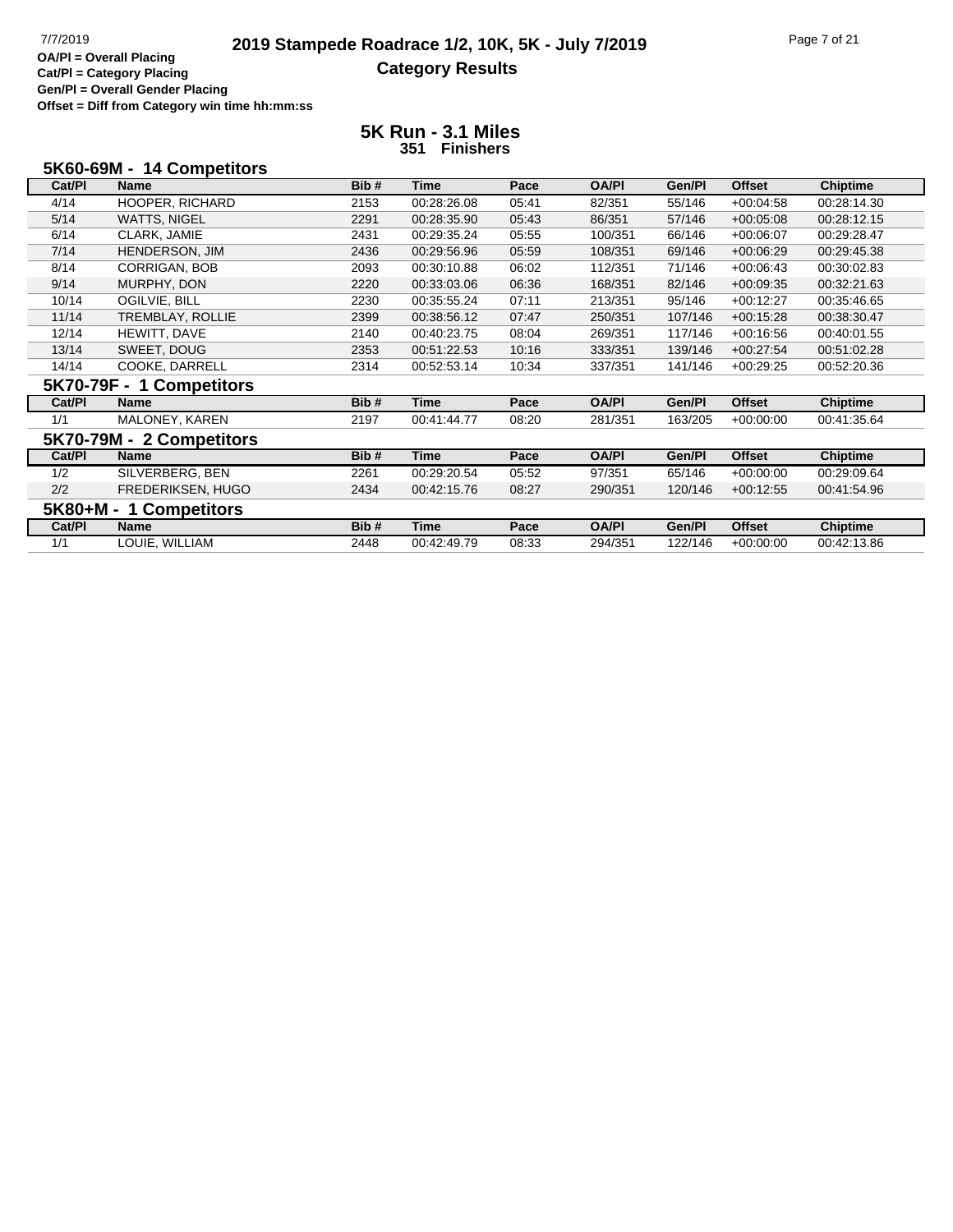# 2019 Stampede Roadrace 1/2, 10K, 5K - July 7/2019

## Category Results

**OA/Pl = Overall Placing**
**Cat/Pl = Category Placing**
**Gen/Pl = Overall Gender Placing**
**Offset = Diff from Category win time hh:mm:ss**

### 5K Run - 3.1 Miles
**351 Finishers**

### 5K60-69M - 14 Competitors

| Cat/Pl | Name | Bib # | Time | Pace | OA/Pl | Gen/Pl | Offset | Chiptime |
|---|---|---|---|---|---|---|---|---|
| 4/14 | HOOPER, RICHARD | 2153 | 00:28:26.08 | 05:41 | 82/351 | 55/146 | +00:04:58 | 00:28:14.30 |
| 5/14 | WATTS, NIGEL | 2291 | 00:28:35.90 | 05:43 | 86/351 | 57/146 | +00:05:08 | 00:28:12.15 |
| 6/14 | CLARK, JAMIE | 2431 | 00:29:35.24 | 05:55 | 100/351 | 66/146 | +00:06:07 | 00:29:28.47 |
| 7/14 | HENDERSON, JIM | 2436 | 00:29:56.96 | 05:59 | 108/351 | 69/146 | +00:06:29 | 00:29:45.38 |
| 8/14 | CORRIGAN, BOB | 2093 | 00:30:10.88 | 06:02 | 112/351 | 71/146 | +00:06:43 | 00:30:02.83 |
| 9/14 | MURPHY, DON | 2220 | 00:33:03.06 | 06:36 | 168/351 | 82/146 | +00:09:35 | 00:32:21.63 |
| 10/14 | OGILVIE, BILL | 2230 | 00:35:55.24 | 07:11 | 213/351 | 95/146 | +00:12:27 | 00:35:46.65 |
| 11/14 | TREMBLAY, ROLLIE | 2399 | 00:38:56.12 | 07:47 | 250/351 | 107/146 | +00:15:28 | 00:38:30.47 |
| 12/14 | HEWITT, DAVE | 2140 | 00:40:23.75 | 08:04 | 269/351 | 117/146 | +00:16:56 | 00:40:01.55 |
| 13/14 | SWEET, DOUG | 2353 | 00:51:22.53 | 10:16 | 333/351 | 139/146 | +00:27:54 | 00:51:02.28 |
| 14/14 | COOKE, DARRELL | 2314 | 00:52:53.14 | 10:34 | 337/351 | 141/146 | +00:29:25 | 00:52:20.36 |

### 5K70-79F - 1 Competitors

| Cat/Pl | Name | Bib # | Time | Pace | OA/Pl | Gen/Pl | Offset | Chiptime |
|---|---|---|---|---|---|---|---|---|
| 1/1 | MALONEY, KAREN | 2197 | 00:41:44.77 | 08:20 | 281/351 | 163/205 | +00:00:00 | 00:41:35.64 |

### 5K70-79M - 2 Competitors

| Cat/Pl | Name | Bib # | Time | Pace | OA/Pl | Gen/Pl | Offset | Chiptime |
|---|---|---|---|---|---|---|---|---|
| 1/2 | SILVERBERG, BEN | 2261 | 00:29:20.54 | 05:52 | 97/351 | 65/146 | +00:00:00 | 00:29:09.64 |
| 2/2 | FREDERIKSEN, HUGO | 2434 | 00:42:15.76 | 08:27 | 290/351 | 120/146 | +00:12:55 | 00:41:54.96 |

### 5K80+M - 1 Competitors

| Cat/Pl | Name | Bib # | Time | Pace | OA/Pl | Gen/Pl | Offset | Chiptime |
|---|---|---|---|---|---|---|---|---|
| 1/1 | LOUIE, WILLIAM | 2448 | 00:42:49.79 | 08:33 | 294/351 | 122/146 | +00:00:00 | 00:42:13.86 |